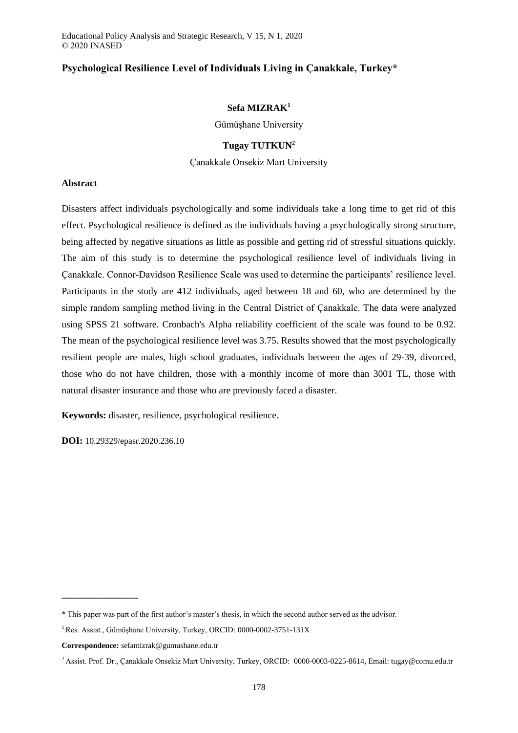# Psychological Resilience Level of Individuals Living in Çanakkale, Turkey*

**Sefa MIZRAK**[1]

Gümüşhane University

**Tugay TUTKUN**[2]

Çanakkale Onsekiz Mart University

## Abstract

Disasters affect individuals psychologically and some individuals take a long time to get rid of this effect. Psychological resilience is defined as the individuals having a psychologically strong structure, being affected by negative situations as little as possible and getting rid of stressful situations quickly. The aim of this study is to determine the psychological resilience level of individuals living in Çanakkale. Connor-Davidson Resilience Scale was used to determine the participants' resilience level. Participants in the study are 412 individuals, aged between 18 and 60, who are determined by the simple random sampling method living in the Central District of Çanakkale. The data were analyzed using SPSS 21 software. Cronbach's Alpha reliability coefficient of the scale was found to be 0.92. The mean of the psychological resilience level was 3.75. Results showed that the most psychologically resilient people are males, high school graduates, individuals between the ages of 29-39, divorced, those who do not have children, those with a monthly income of more than 3001 TL, those with natural disaster insurance and those who are previously faced a disaster.

**Keywords:** disaster, resilience, psychological resilience.

**DOI:** 10.29329/epasr.2020.236.10

---

* This paper was part of the first author's master's thesis, in which the second author served as the advisor.

[1] Res. Assist., Gümüşhane University, Turkey, ORCID: 0000-0002-3751-131X

**Correspondence:** sefamizrak@gumushane.edu.tr

[2] Assist. Prof. Dr., Çanakkale Onsekiz Mart University, Turkey, ORCID: 0000-0003-0225-8614, Email: tugay@comu.edu.tr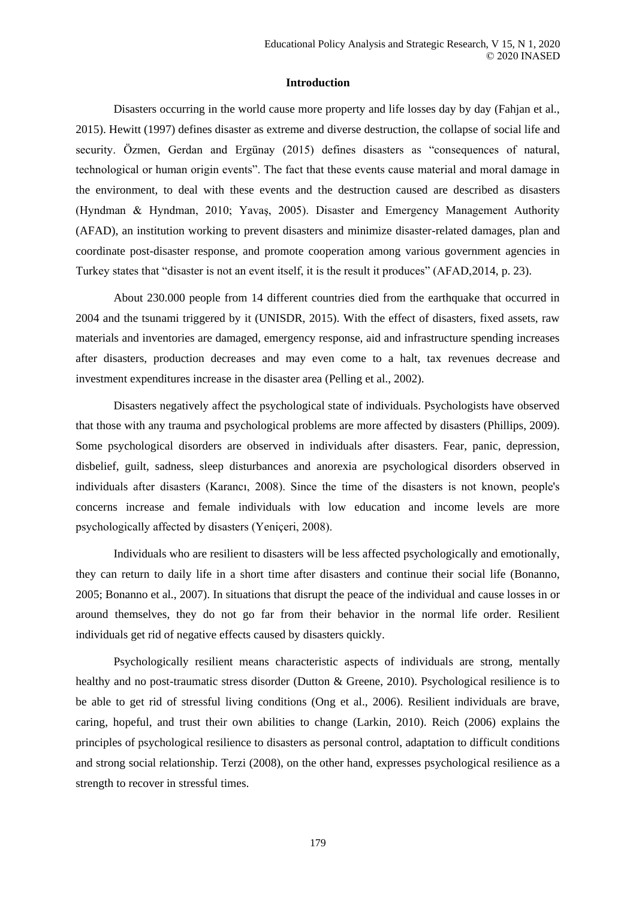## Introduction

Disasters occurring in the world cause more property and life losses day by day (Fahjan et al., 2015). Hewitt (1997) defines disaster as extreme and diverse destruction, the collapse of social life and security. Özmen, Gerdan and Ergünay (2015) defines disasters as "consequences of natural, technological or human origin events". The fact that these events cause material and moral damage in the environment, to deal with these events and the destruction caused are described as disasters (Hyndman & Hyndman, 2010; Yavaş, 2005). Disaster and Emergency Management Authority (AFAD), an institution working to prevent disasters and minimize disaster-related damages, plan and coordinate post-disaster response, and promote cooperation among various government agencies in Turkey states that "disaster is not an event itself, it is the result it produces" (AFAD,2014, p. 23).

About 230.000 people from 14 different countries died from the earthquake that occurred in 2004 and the tsunami triggered by it (UNISDR, 2015). With the effect of disasters, fixed assets, raw materials and inventories are damaged, emergency response, aid and infrastructure spending increases after disasters, production decreases and may even come to a halt, tax revenues decrease and investment expenditures increase in the disaster area (Pelling et al., 2002).

Disasters negatively affect the psychological state of individuals. Psychologists have observed that those with any trauma and psychological problems are more affected by disasters (Phillips, 2009). Some psychological disorders are observed in individuals after disasters. Fear, panic, depression, disbelief, guilt, sadness, sleep disturbances and anorexia are psychological disorders observed in individuals after disasters (Karancı, 2008). Since the time of the disasters is not known, people's concerns increase and female individuals with low education and income levels are more psychologically affected by disasters (Yeniçeri, 2008).

Individuals who are resilient to disasters will be less affected psychologically and emotionally, they can return to daily life in a short time after disasters and continue their social life (Bonanno, 2005; Bonanno et al., 2007). In situations that disrupt the peace of the individual and cause losses in or around themselves, they do not go far from their behavior in the normal life order. Resilient individuals get rid of negative effects caused by disasters quickly.

Psychologically resilient means characteristic aspects of individuals are strong, mentally healthy and no post-traumatic stress disorder (Dutton & Greene, 2010). Psychological resilience is to be able to get rid of stressful living conditions (Ong et al., 2006). Resilient individuals are brave, caring, hopeful, and trust their own abilities to change (Larkin, 2010). Reich (2006) explains the principles of psychological resilience to disasters as personal control, adaptation to difficult conditions and strong social relationship. Terzi (2008), on the other hand, expresses psychological resilience as a strength to recover in stressful times.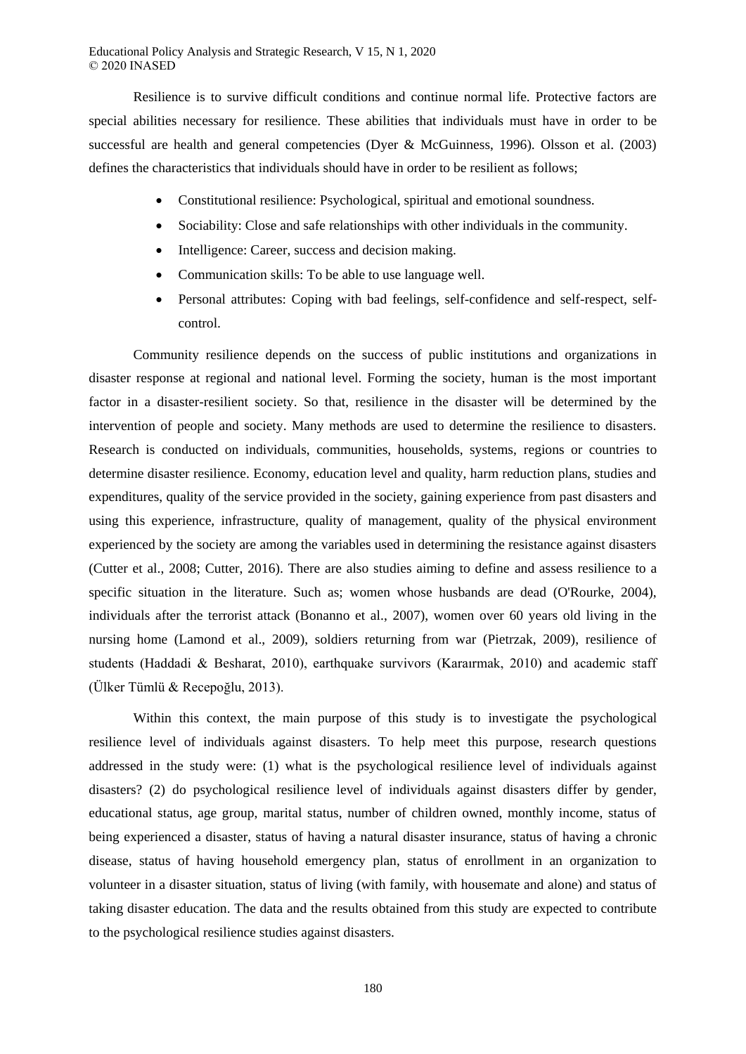Resilience is to survive difficult conditions and continue normal life. Protective factors are special abilities necessary for resilience. These abilities that individuals must have in order to be successful are health and general competencies (Dyer & McGuinness, 1996). Olsson et al. (2003) defines the characteristics that individuals should have in order to be resilient as follows;

- Constitutional resilience: Psychological, spiritual and emotional soundness.
- Sociability: Close and safe relationships with other individuals in the community.
- Intelligence: Career, success and decision making.
- Communication skills: To be able to use language well.
- Personal attributes: Coping with bad feelings, self-confidence and self-respect, self-control.

Community resilience depends on the success of public institutions and organizations in disaster response at regional and national level. Forming the society, human is the most important factor in a disaster-resilient society. So that, resilience in the disaster will be determined by the intervention of people and society. Many methods are used to determine the resilience to disasters. Research is conducted on individuals, communities, households, systems, regions or countries to determine disaster resilience. Economy, education level and quality, harm reduction plans, studies and expenditures, quality of the service provided in the society, gaining experience from past disasters and using this experience, infrastructure, quality of management, quality of the physical environment experienced by the society are among the variables used in determining the resistance against disasters (Cutter et al., 2008; Cutter, 2016). There are also studies aiming to define and assess resilience to a specific situation in the literature. Such as; women whose husbands are dead (O'Rourke, 2004), individuals after the terrorist attack (Bonanno et al., 2007), women over 60 years old living in the nursing home (Lamond et al., 2009), soldiers returning from war (Pietrzak, 2009), resilience of students (Haddadi & Besharat, 2010), earthquake survivors (Karaırmak, 2010) and academic staff (Ülker Tümlü & Recepoğlu, 2013).

Within this context, the main purpose of this study is to investigate the psychological resilience level of individuals against disasters. To help meet this purpose, research questions addressed in the study were: (1) what is the psychological resilience level of individuals against disasters? (2) do psychological resilience level of individuals against disasters differ by gender, educational status, age group, marital status, number of children owned, monthly income, status of being experienced a disaster, status of having a natural disaster insurance, status of having a chronic disease, status of having household emergency plan, status of enrollment in an organization to volunteer in a disaster situation, status of living (with family, with housemate and alone) and status of taking disaster education. The data and the results obtained from this study are expected to contribute to the psychological resilience studies against disasters.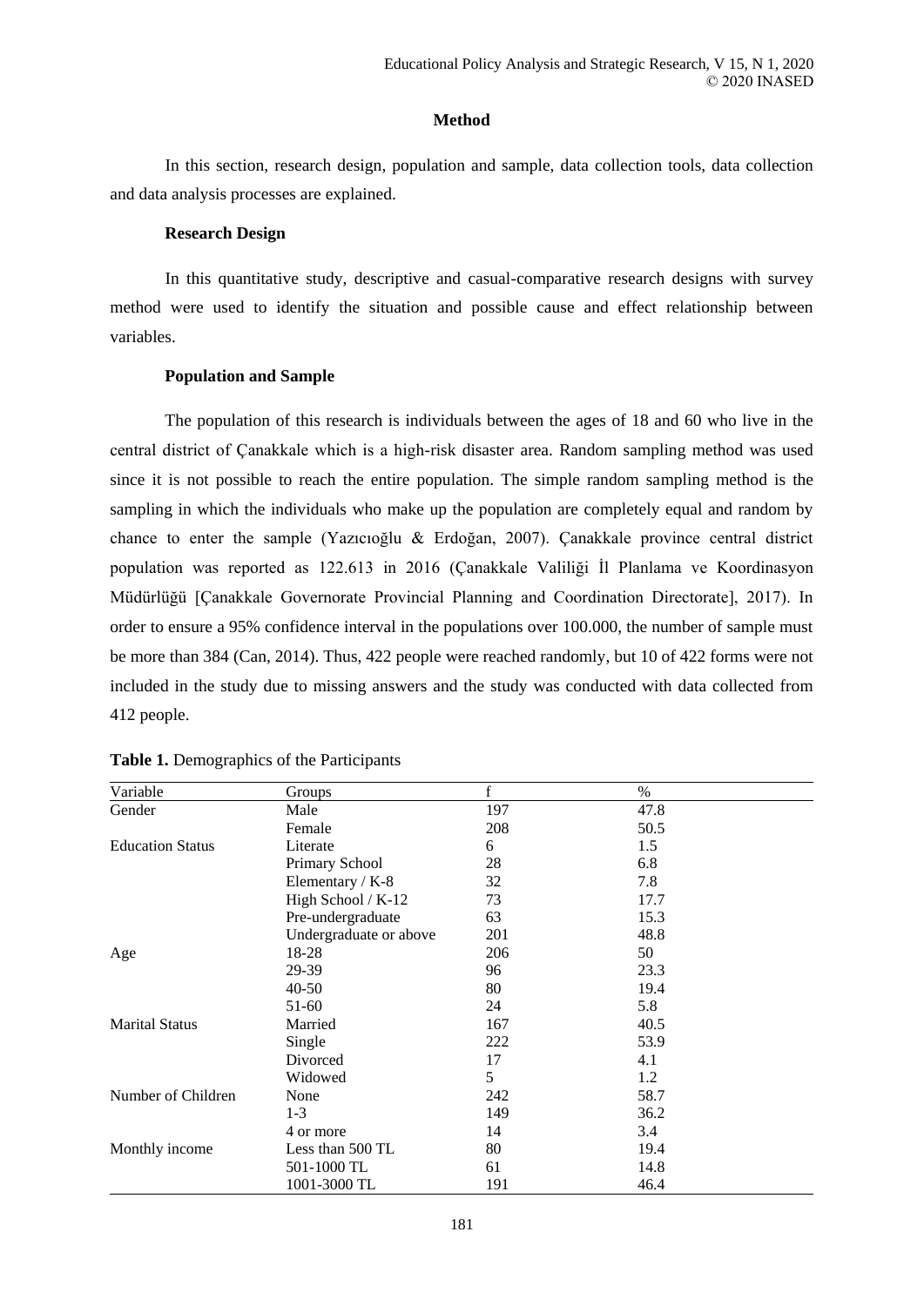## Method

In this section, research design, population and sample, data collection tools, data collection and data analysis processes are explained.

### Research Design

In this quantitative study, descriptive and casual-comparative research designs with survey method were used to identify the situation and possible cause and effect relationship between variables.

### Population and Sample

The population of this research is individuals between the ages of 18 and 60 who live in the central district of Çanakkale which is a high-risk disaster area. Random sampling method was used since it is not possible to reach the entire population. The simple random sampling method is the sampling in which the individuals who make up the population are completely equal and random by chance to enter the sample (Yazıcıoğlu & Erdoğan, 2007). Çanakkale province central district population was reported as 122.613 in 2016 (Çanakkale Valiliği İl Planlama ve Koordinasyon Müdürlüğü [Çanakkale Governorate Provincial Planning and Coordination Directorate], 2017). In order to ensure a 95% confidence interval in the populations over 100.000, the number of sample must be more than 384 (Can, 2014). Thus, 422 people were reached randomly, but 10 of 422 forms were not included in the study due to missing answers and the study was conducted with data collected from 412 people.

**Table 1.** Demographics of the Participants

| Variable | Groups | f | % |
|---|---|---|---|
| Gender | Male | 197 | 47.8 |
| | Female | 208 | 50.5 |
| Education Status | Literate | 6 | 1.5 |
| | Primary School | 28 | 6.8 |
| | Elementary / K-8 | 32 | 7.8 |
| | High School / K-12 | 73 | 17.7 |
| | Pre-undergraduate | 63 | 15.3 |
| | Undergraduate or above | 201 | 48.8 |
| Age | 18-28 | 206 | 50 |
| | 29-39 | 96 | 23.3 |
| | 40-50 | 80 | 19.4 |
| | 51-60 | 24 | 5.8 |
| Marital Status | Married | 167 | 40.5 |
| | Single | 222 | 53.9 |
| | Divorced | 17 | 4.1 |
| | Widowed | 5 | 1.2 |
| Number of Children | None | 242 | 58.7 |
| | 1-3 | 149 | 36.2 |
| | 4 or more | 14 | 3.4 |
| Monthly income | Less than 500 TL | 80 | 19.4 |
| | 501-1000 TL | 61 | 14.8 |
| | 1001-3000 TL | 191 | 46.4 |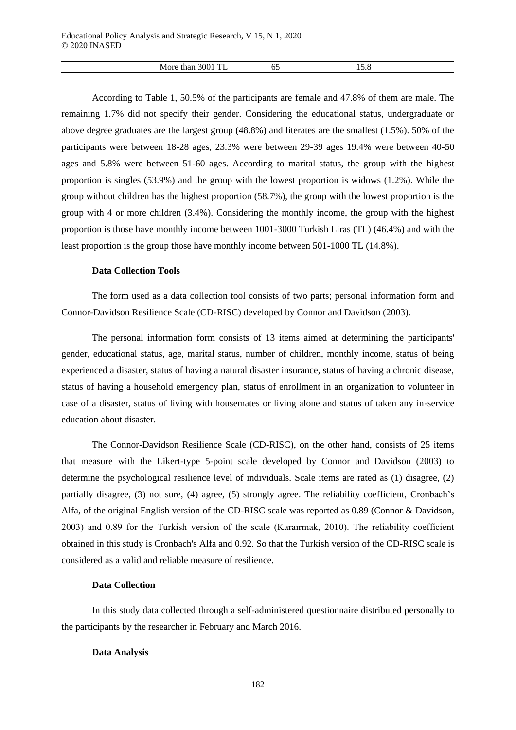| More than 3001 TL | 65 | 15.8 |
|---|---|---|

According to Table 1, 50.5% of the participants are female and 47.8% of them are male. The remaining 1.7% did not specify their gender. Considering the educational status, undergraduate or above degree graduates are the largest group (48.8%) and literates are the smallest (1.5%). 50% of the participants were between 18-28 ages, 23.3% were between 29-39 ages 19.4% were between 40-50 ages and 5.8% were between 51-60 ages. According to marital status, the group with the highest proportion is singles (53.9%) and the group with the lowest proportion is widows (1.2%). While the group without children has the highest proportion (58.7%), the group with the lowest proportion is the group with 4 or more children (3.4%). Considering the monthly income, the group with the highest proportion is those have monthly income between 1001-3000 Turkish Liras (TL) (46.4%) and with the least proportion is the group those have monthly income between 501-1000 TL (14.8%).

**Data Collection Tools**

The form used as a data collection tool consists of two parts; personal information form and Connor-Davidson Resilience Scale (CD-RISC) developed by Connor and Davidson (2003).

The personal information form consists of 13 items aimed at determining the participants' gender, educational status, age, marital status, number of children, monthly income, status of being experienced a disaster, status of having a natural disaster insurance, status of having a chronic disease, status of having a household emergency plan, status of enrollment in an organization to volunteer in case of a disaster, status of living with housemates or living alone and status of taken any in-service education about disaster.

The Connor-Davidson Resilience Scale (CD-RISC), on the other hand, consists of 25 items that measure with the Likert-type 5-point scale developed by Connor and Davidson (2003) to determine the psychological resilience level of individuals. Scale items are rated as (1) disagree, (2) partially disagree, (3) not sure, (4) agree, (5) strongly agree. The reliability coefficient, Cronbach's Alfa, of the original English version of the CD-RISC scale was reported as 0.89 (Connor & Davidson, 2003) and 0.89 for the Turkish version of the scale (Karaırmak, 2010). The reliability coefficient obtained in this study is Cronbach's Alfa and 0.92. So that the Turkish version of the CD-RISC scale is considered as a valid and reliable measure of resilience.

**Data Collection**

In this study data collected through a self-administered questionnaire distributed personally to the participants by the researcher in February and March 2016.

**Data Analysis**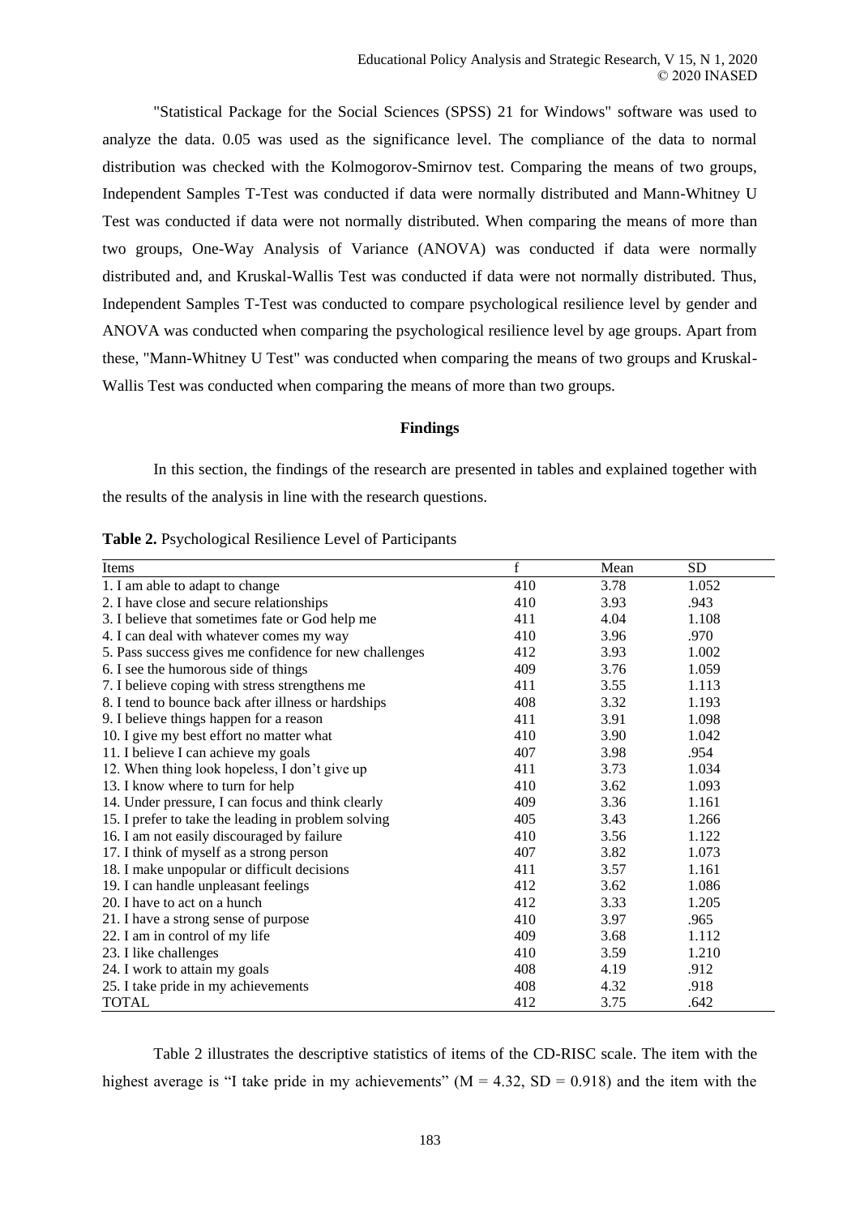"Statistical Package for the Social Sciences (SPSS) 21 for Windows" software was used to analyze the data. 0.05 was used as the significance level. The compliance of the data to normal distribution was checked with the Kolmogorov-Smirnov test. Comparing the means of two groups, Independent Samples T-Test was conducted if data were normally distributed and Mann-Whitney U Test was conducted if data were not normally distributed. When comparing the means of more than two groups, One-Way Analysis of Variance (ANOVA) was conducted if data were normally distributed and, and Kruskal-Wallis Test was conducted if data were not normally distributed. Thus, Independent Samples T-Test was conducted to compare psychological resilience level by gender and ANOVA was conducted when comparing the psychological resilience level by age groups. Apart from these, "Mann-Whitney U Test" was conducted when comparing the means of two groups and Kruskal-Wallis Test was conducted when comparing the means of more than two groups.

## Findings

In this section, the findings of the research are presented in tables and explained together with the results of the analysis in line with the research questions.

**Table 2.** Psychological Resilience Level of Participants

| Items | f | Mean | SD |
|---|---|---|---|
| 1. I am able to adapt to change | 410 | 3.78 | 1.052 |
| 2. I have close and secure relationships | 410 | 3.93 | .943 |
| 3. I believe that sometimes fate or God help me | 411 | 4.04 | 1.108 |
| 4. I can deal with whatever comes my way | 410 | 3.96 | .970 |
| 5. Pass success gives me confidence for new challenges | 412 | 3.93 | 1.002 |
| 6. I see the humorous side of things | 409 | 3.76 | 1.059 |
| 7. I believe coping with stress strengthens me | 411 | 3.55 | 1.113 |
| 8. I tend to bounce back after illness or hardships | 408 | 3.32 | 1.193 |
| 9. I believe things happen for a reason | 411 | 3.91 | 1.098 |
| 10. I give my best effort no matter what | 410 | 3.90 | 1.042 |
| 11. I believe I can achieve my goals | 407 | 3.98 | .954 |
| 12. When thing look hopeless, I don't give up | 411 | 3.73 | 1.034 |
| 13. I know where to turn for help | 410 | 3.62 | 1.093 |
| 14. Under pressure, I can focus and think clearly | 409 | 3.36 | 1.161 |
| 15. I prefer to take the leading in problem solving | 405 | 3.43 | 1.266 |
| 16. I am not easily discouraged by failure | 410 | 3.56 | 1.122 |
| 17. I think of myself as a strong person | 407 | 3.82 | 1.073 |
| 18. I make unpopular or difficult decisions | 411 | 3.57 | 1.161 |
| 19. I can handle unpleasant feelings | 412 | 3.62 | 1.086 |
| 20. I have to act on a hunch | 412 | 3.33 | 1.205 |
| 21. I have a strong sense of purpose | 410 | 3.97 | .965 |
| 22. I am in control of my life | 409 | 3.68 | 1.112 |
| 23. I like challenges | 410 | 3.59 | 1.210 |
| 24. I work to attain my goals | 408 | 4.19 | .912 |
| 25. I take pride in my achievements | 408 | 4.32 | .918 |
| TOTAL | 412 | 3.75 | .642 |

Table 2 illustrates the descriptive statistics of items of the CD-RISC scale. The item with the highest average is "I take pride in my achievements" ($M = 4.32$, $SD = 0.918$) and the item with the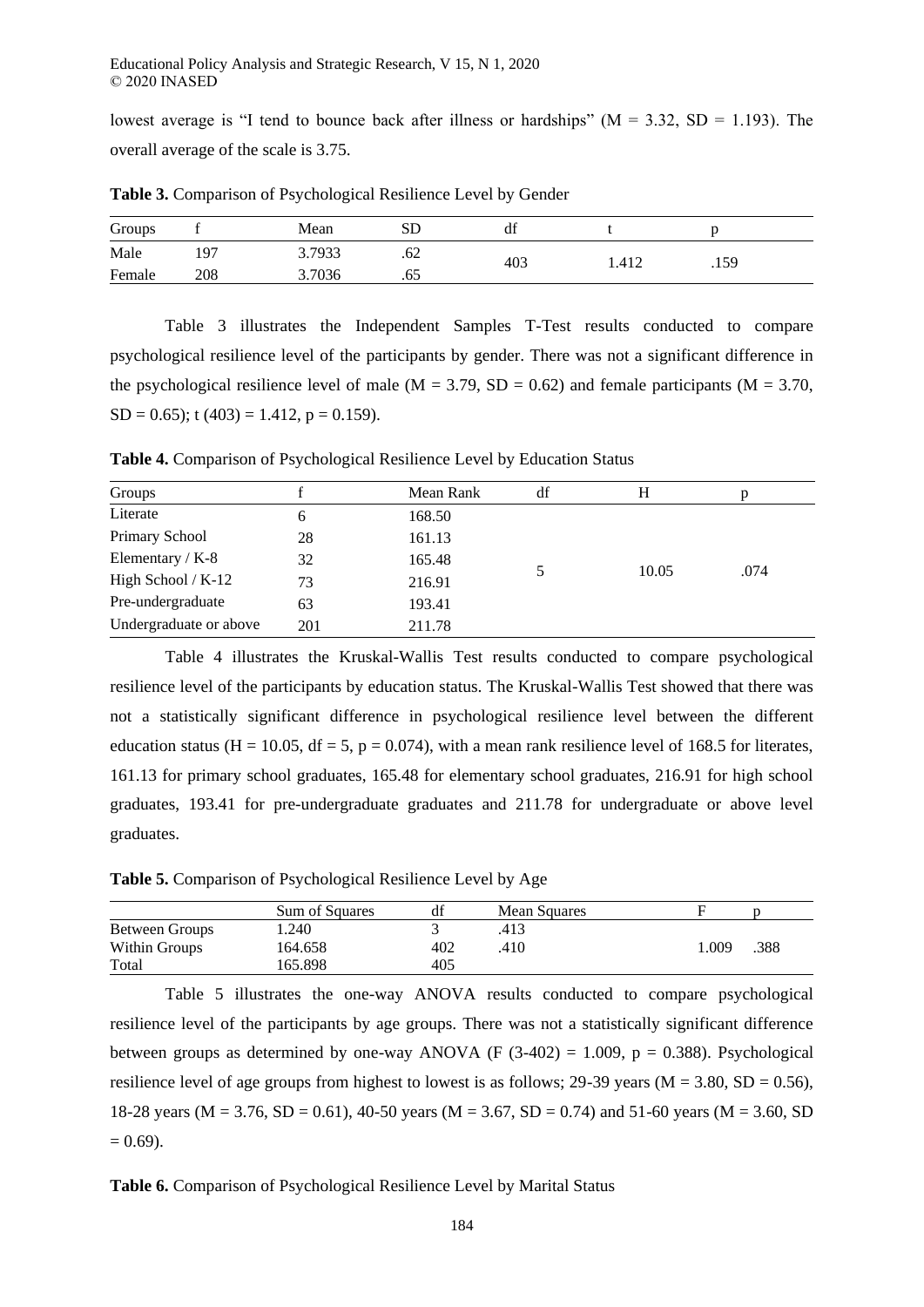lowest average is “I tend to bounce back after illness or hardships” (M = 3.32, SD = 1.193). The overall average of the scale is 3.75.

**Table 3.** Comparison of Psychological Resilience Level by Gender

| Groups | f | Mean | SD | df | t | p |
|---|---|---|---|---|---|---|
| Male | 197 | 3.7933 | .62 | 403 | 1.412 | .159 |
| Female | 208 | 3.7036 | .65 | | | |

Table 3 illustrates the Independent Samples T-Test results conducted to compare psychological resilience level of the participants by gender. There was not a significant difference in the psychological resilience level of male (M = 3.79, SD = 0.62) and female participants (M = 3.70, SD = 0.65); t (403) = 1.412, p = 0.159).

**Table 4.** Comparison of Psychological Resilience Level by Education Status

| Groups | f | Mean Rank | df | H | p |
|---|---|---|---|---|---|
| Literate | 6 | 168.50 | 5 | 10.05 | .074 |
| Primary School | 28 | 161.13 | | | |
| Elementary / K-8 | 32 | 165.48 | | | |
| High School / K-12 | 73 | 216.91 | | | |
| Pre-undergraduate | 63 | 193.41 | | | |
| Undergraduate or above | 201 | 211.78 | | | |

Table 4 illustrates the Kruskal-Wallis Test results conducted to compare psychological resilience level of the participants by education status. The Kruskal-Wallis Test showed that there was not a statistically significant difference in psychological resilience level between the different education status (H = 10.05, df = 5, p = 0.074), with a mean rank resilience level of 168.5 for literates, 161.13 for primary school graduates, 165.48 for elementary school graduates, 216.91 for high school graduates, 193.41 for pre-undergraduate graduates and 211.78 for undergraduate or above level graduates.

**Table 5.** Comparison of Psychological Resilience Level by Age

| | Sum of Squares | df | Mean Squares | F | p |
|---|---|---|---|---|---|
| Between Groups | 1.240 | 3 | .413 | 1.009 | .388 |
| Within Groups | 164.658 | 402 | .410 | | |
| Total | 165.898 | 405 | | | |

Table 5 illustrates the one-way ANOVA results conducted to compare psychological resilience level of the participants by age groups. There was not a statistically significant difference between groups as determined by one-way ANOVA (F (3-402) = 1.009, p = 0.388). Psychological resilience level of age groups from highest to lowest is as follows; 29-39 years (M = 3.80, SD = 0.56), 18-28 years (M = 3.76, SD = 0.61), 40-50 years (M = 3.67, SD = 0.74) and 51-60 years (M = 3.60, SD = 0.69).

**Table 6.** Comparison of Psychological Resilience Level by Marital Status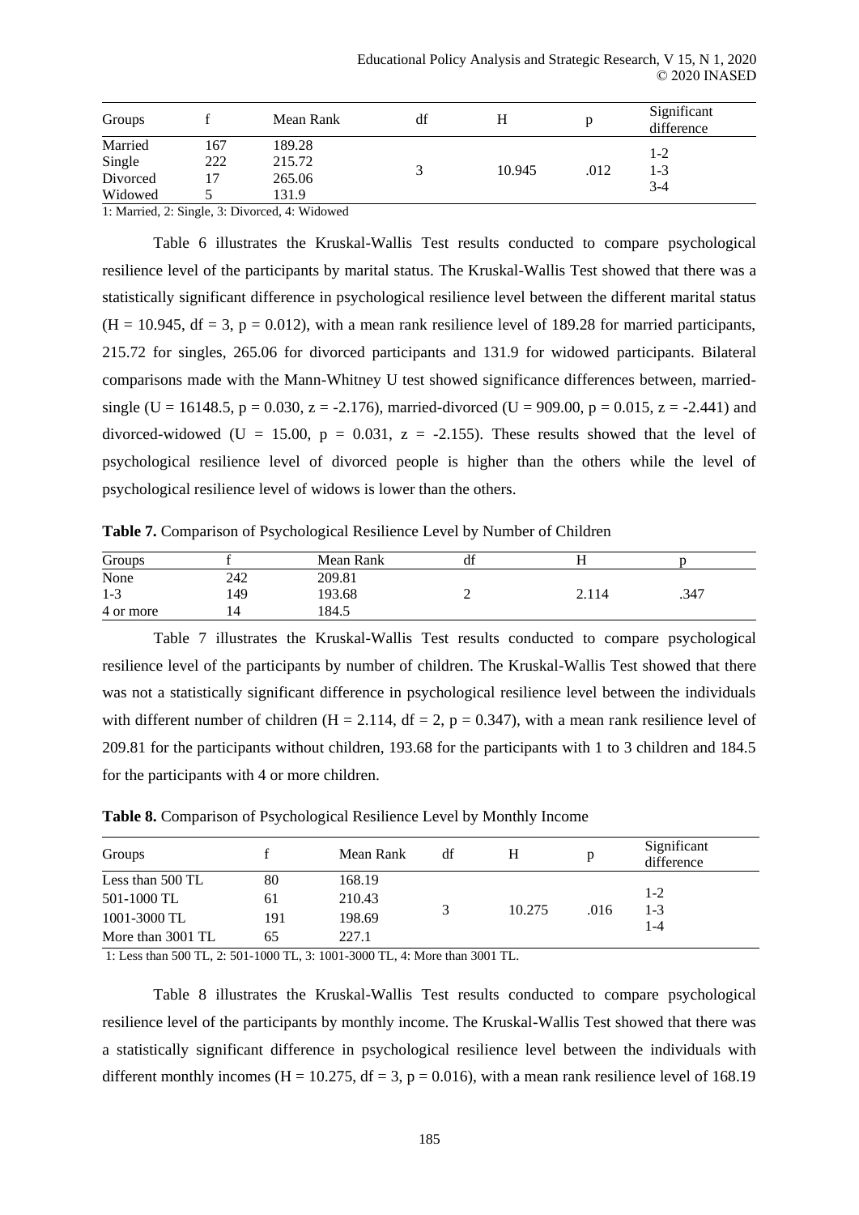| Groups | f | Mean Rank | df | H | p | Significant difference |
|---|---|---|---|---|---|---|
| Married | 167 | 189.28 | 3 | 10.945 | .012 | 1-2 |
| Single | 222 | 215.72 | | | | 1-3 |
| Divorced | 17 | 265.06 | | | | 3-4 |
| Widowed | 5 | 131.9 | | | | |

1: Married, 2: Single, 3: Divorced, 4: Widowed

Table 6 illustrates the Kruskal-Wallis Test results conducted to compare psychological resilience level of the participants by marital status. The Kruskal-Wallis Test showed that there was a statistically significant difference in psychological resilience level between the different marital status ($H = 10.945$, $df = 3$, $p = 0.012$), with a mean rank resilience level of 189.28 for married participants, 215.72 for singles, 265.06 for divorced participants and 131.9 for widowed participants. Bilateral comparisons made with the Mann-Whitney U test showed significance differences between, married-single ($U = 16148.5$, $p = 0.030$, $z = -2.176$), married-divorced ($U = 909.00$, $p = 0.015$, $z = -2.441$) and divorced-widowed ($U = 15.00$, $p = 0.031$, $z = -2.155$). These results showed that the level of psychological resilience level of divorced people is higher than the others while the level of psychological resilience level of widows is lower than the others.

**Table 7.** Comparison of Psychological Resilience Level by Number of Children

| Groups | f | Mean Rank | df | H | p |
|---|---|---|---|---|---|
| None | 242 | 209.81 | 2 | 2.114 | .347 |
| 1-3 | 149 | 193.68 | | | |
| 4 or more | 14 | 184.5 | | | |

Table 7 illustrates the Kruskal-Wallis Test results conducted to compare psychological resilience level of the participants by number of children. The Kruskal-Wallis Test showed that there was not a statistically significant difference in psychological resilience level between the individuals with different number of children ($H = 2.114$, $df = 2$, $p = 0.347$), with a mean rank resilience level of 209.81 for the participants without children, 193.68 for the participants with 1 to 3 children and 184.5 for the participants with 4 or more children.

**Table 8.** Comparison of Psychological Resilience Level by Monthly Income

| Groups | f | Mean Rank | df | H | p | Significant difference |
|---|---|---|---|---|---|---|
| Less than 500 TL | 80 | 168.19 | 3 | 10.275 | .016 | 1-2 |
| 501-1000 TL | 61 | 210.43 | | | | 1-3 |
| 1001-3000 TL | 191 | 198.69 | | | | 1-4 |
| More than 3001 TL | 65 | 227.1 | | | | |

1: Less than 500 TL, 2: 501-1000 TL, 3: 1001-3000 TL, 4: More than 3001 TL.

Table 8 illustrates the Kruskal-Wallis Test results conducted to compare psychological resilience level of the participants by monthly income. The Kruskal-Wallis Test showed that there was a statistically significant difference in psychological resilience level between the individuals with different monthly incomes ($H = 10.275$, $df = 3$, $p = 0.016$), with a mean rank resilience level of 168.19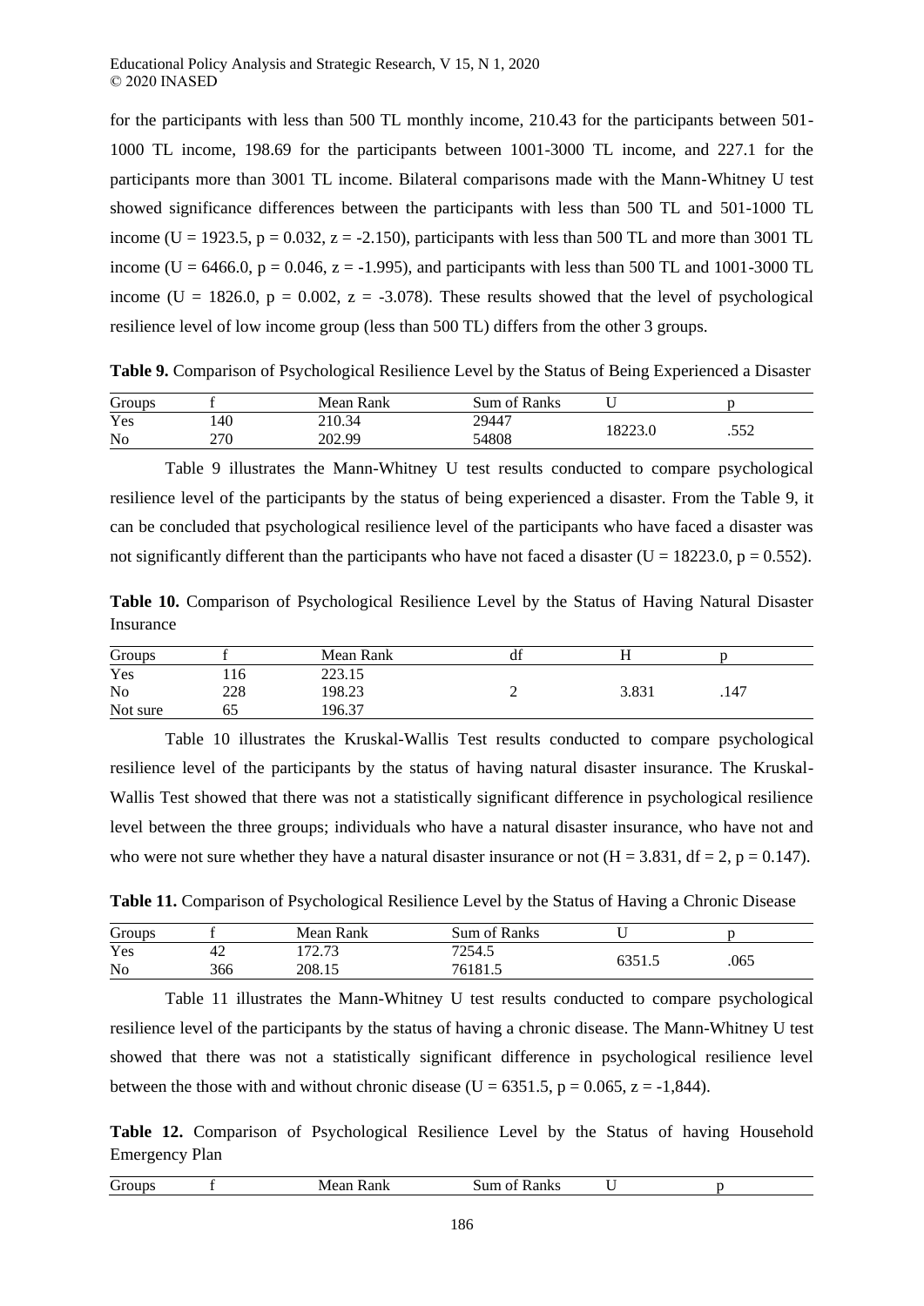for the participants with less than 500 TL monthly income, 210.43 for the participants between 501-1000 TL income, 198.69 for the participants between 1001-3000 TL income, and 227.1 for the participants more than 3001 TL income. Bilateral comparisons made with the Mann-Whitney U test showed significance differences between the participants with less than 500 TL and 501-1000 TL income (U = 1923.5, p = 0.032, z = -2.150), participants with less than 500 TL and more than 3001 TL income (U = 6466.0, p = 0.046, z = -1.995), and participants with less than 500 TL and 1001-3000 TL income (U = 1826.0, p = 0.002, z = -3.078). These results showed that the level of psychological resilience level of low income group (less than 500 TL) differs from the other 3 groups.

**Table 9.** Comparison of Psychological Resilience Level by the Status of Being Experienced a Disaster

| Groups | f | Mean Rank | Sum of Ranks | U | p |
|---|---|---|---|---|---|
| Yes | 140 | 210.34 | 29447 | 18223.0 | .552 |
| No | 270 | 202.99 | 54808 | | |

Table 9 illustrates the Mann-Whitney U test results conducted to compare psychological resilience level of the participants by the status of being experienced a disaster. From the Table 9, it can be concluded that psychological resilience level of the participants who have faced a disaster was not significantly different than the participants who have not faced a disaster (U = 18223.0, p = 0.552).

**Table 10.** Comparison of Psychological Resilience Level by the Status of Having Natural Disaster Insurance

| Groups | f | Mean Rank | df | H | p |
|---|---|---|---|---|---|
| Yes | 116 | 223.15 | | | |
| No | 228 | 198.23 | 2 | 3.831 | .147 |
| Not sure | 65 | 196.37 | | | |

Table 10 illustrates the Kruskal-Wallis Test results conducted to compare psychological resilience level of the participants by the status of having natural disaster insurance. The Kruskal-Wallis Test showed that there was not a statistically significant difference in psychological resilience level between the three groups; individuals who have a natural disaster insurance, who have not and who were not sure whether they have a natural disaster insurance or not (H = 3.831, df = 2, p = 0.147).

**Table 11.** Comparison of Psychological Resilience Level by the Status of Having a Chronic Disease

| Groups | f | Mean Rank | Sum of Ranks | U | p |
|---|---|---|---|---|---|
| Yes | 42 | 172.73 | 7254.5 | 6351.5 | .065 |
| No | 366 | 208.15 | 76181.5 | | |

Table 11 illustrates the Mann-Whitney U test results conducted to compare psychological resilience level of the participants by the status of having a chronic disease. The Mann-Whitney U test showed that there was not a statistically significant difference in psychological resilience level between the those with and without chronic disease (U = 6351.5, p = 0.065, z = -1,844).

**Table 12.** Comparison of Psychological Resilience Level by the Status of having Household Emergency Plan

| Groups | f | Mean Rank | Sum of Ranks | U | p |
|---|---|---|---|---|---|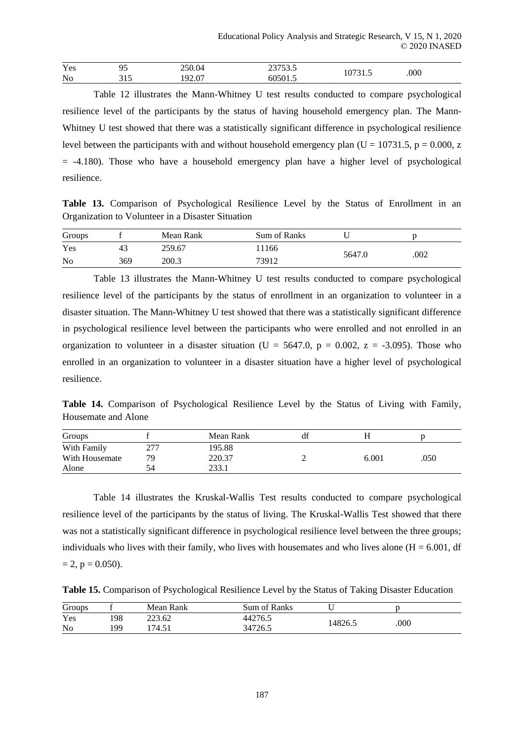| | | | | | |
|---|---|---|---|---|---|
| Yes | 95 | 250.04 | 23753.5 | 10731.5 | .000 |
| No | 315 | 192.07 | 60501.5 | | |

Table 12 illustrates the Mann-Whitney U test results conducted to compare psychological resilience level of the participants by the status of having household emergency plan. The Mann-Whitney U test showed that there was a statistically significant difference in psychological resilience level between the participants with and without household emergency plan (U = 10731.5, p = 0.000, z = -4.180). Those who have a household emergency plan have a higher level of psychological resilience.

**Table 13.** Comparison of Psychological Resilience Level by the Status of Enrollment in an Organization to Volunteer in a Disaster Situation

| Groups | f | Mean Rank | Sum of Ranks | U | p |
|---|---|---|---|---|---|
| Yes | 43 | 259.67 | 11166 | 5647.0 | .002 |
| No | 369 | 200.3 | 73912 | | |

Table 13 illustrates the Mann-Whitney U test results conducted to compare psychological resilience level of the participants by the status of enrollment in an organization to volunteer in a disaster situation. The Mann-Whitney U test showed that there was a statistically significant difference in psychological resilience level between the participants who were enrolled and not enrolled in an organization to volunteer in a disaster situation (U = 5647.0, p = 0.002, z = -3.095). Those who enrolled in an organization to volunteer in a disaster situation have a higher level of psychological resilience.

**Table 14.** Comparison of Psychological Resilience Level by the Status of Living with Family, Housemate and Alone

| Groups | f | Mean Rank | df | H | p |
|---|---|---|---|---|---|
| With Family | 277 | 195.88 | 2 | 6.001 | .050 |
| With Housemate | 79 | 220.37 | | | |
| Alone | 54 | 233.1 | | | |

Table 14 illustrates the Kruskal-Wallis Test results conducted to compare psychological resilience level of the participants by the status of living. The Kruskal-Wallis Test showed that there was not a statistically significant difference in psychological resilience level between the three groups; individuals who lives with their family, who lives with housemates and who lives alone (H = 6.001, df = 2, p = 0.050).

**Table 15.** Comparison of Psychological Resilience Level by the Status of Taking Disaster Education

| Groups | f | Mean Rank | Sum of Ranks | U | p |
|---|---|---|---|---|---|
| Yes | 198 | 223.62 | 44276.5 | 14826.5 | .000 |
| No | 199 | 174.51 | 34726.5 | | |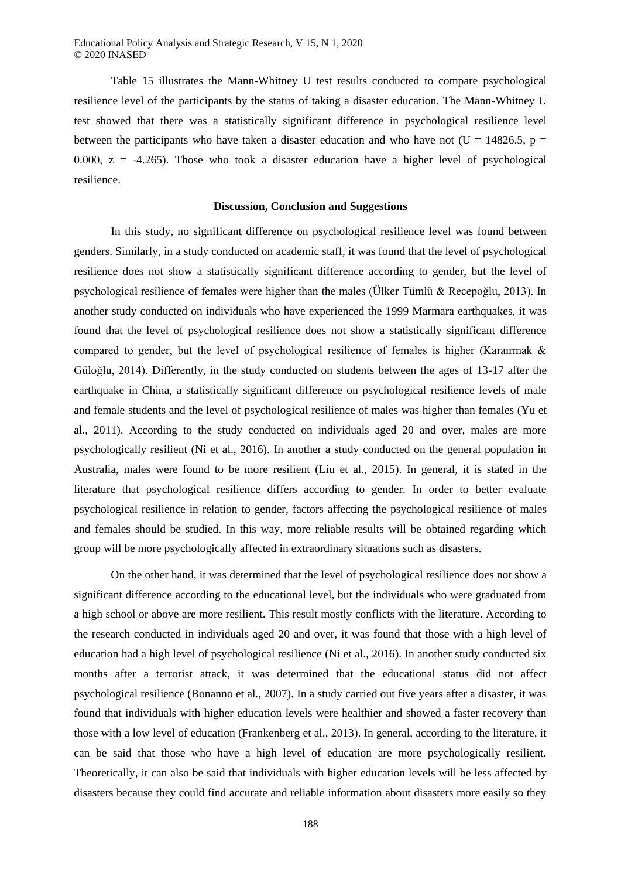Table 15 illustrates the Mann-Whitney U test results conducted to compare psychological resilience level of the participants by the status of taking a disaster education. The Mann-Whitney U test showed that there was a statistically significant difference in psychological resilience level between the participants who have taken a disaster education and who have not ($U = 14826.5$, $p = 0.000$, $z = -4.265$). Those who took a disaster education have a higher level of psychological resilience.

## Discussion, Conclusion and Suggestions

In this study, no significant difference on psychological resilience level was found between genders. Similarly, in a study conducted on academic staff, it was found that the level of psychological resilience does not show a statistically significant difference according to gender, but the level of psychological resilience of females were higher than the males (Ülker Tümlü & Recepoğlu, 2013). In another study conducted on individuals who have experienced the 1999 Marmara earthquakes, it was found that the level of psychological resilience does not show a statistically significant difference compared to gender, but the level of psychological resilience of females is higher (Karaırmak & Güloğlu, 2014). Differently, in the study conducted on students between the ages of 13-17 after the earthquake in China, a statistically significant difference on psychological resilience levels of male and female students and the level of psychological resilience of males was higher than females (Yu et al., 2011). According to the study conducted on individuals aged 20 and over, males are more psychologically resilient (Ni et al., 2016). In another a study conducted on the general population in Australia, males were found to be more resilient (Liu et al., 2015). In general, it is stated in the literature that psychological resilience differs according to gender. In order to better evaluate psychological resilience in relation to gender, factors affecting the psychological resilience of males and females should be studied. In this way, more reliable results will be obtained regarding which group will be more psychologically affected in extraordinary situations such as disasters.

On the other hand, it was determined that the level of psychological resilience does not show a significant difference according to the educational level, but the individuals who were graduated from a high school or above are more resilient. This result mostly conflicts with the literature. According to the research conducted in individuals aged 20 and over, it was found that those with a high level of education had a high level of psychological resilience (Ni et al., 2016). In another study conducted six months after a terrorist attack, it was determined that the educational status did not affect psychological resilience (Bonanno et al., 2007). In a study carried out five years after a disaster, it was found that individuals with higher education levels were healthier and showed a faster recovery than those with a low level of education (Frankenberg et al., 2013). In general, according to the literature, it can be said that those who have a high level of education are more psychologically resilient. Theoretically, it can also be said that individuals with higher education levels will be less affected by disasters because they could find accurate and reliable information about disasters more easily so they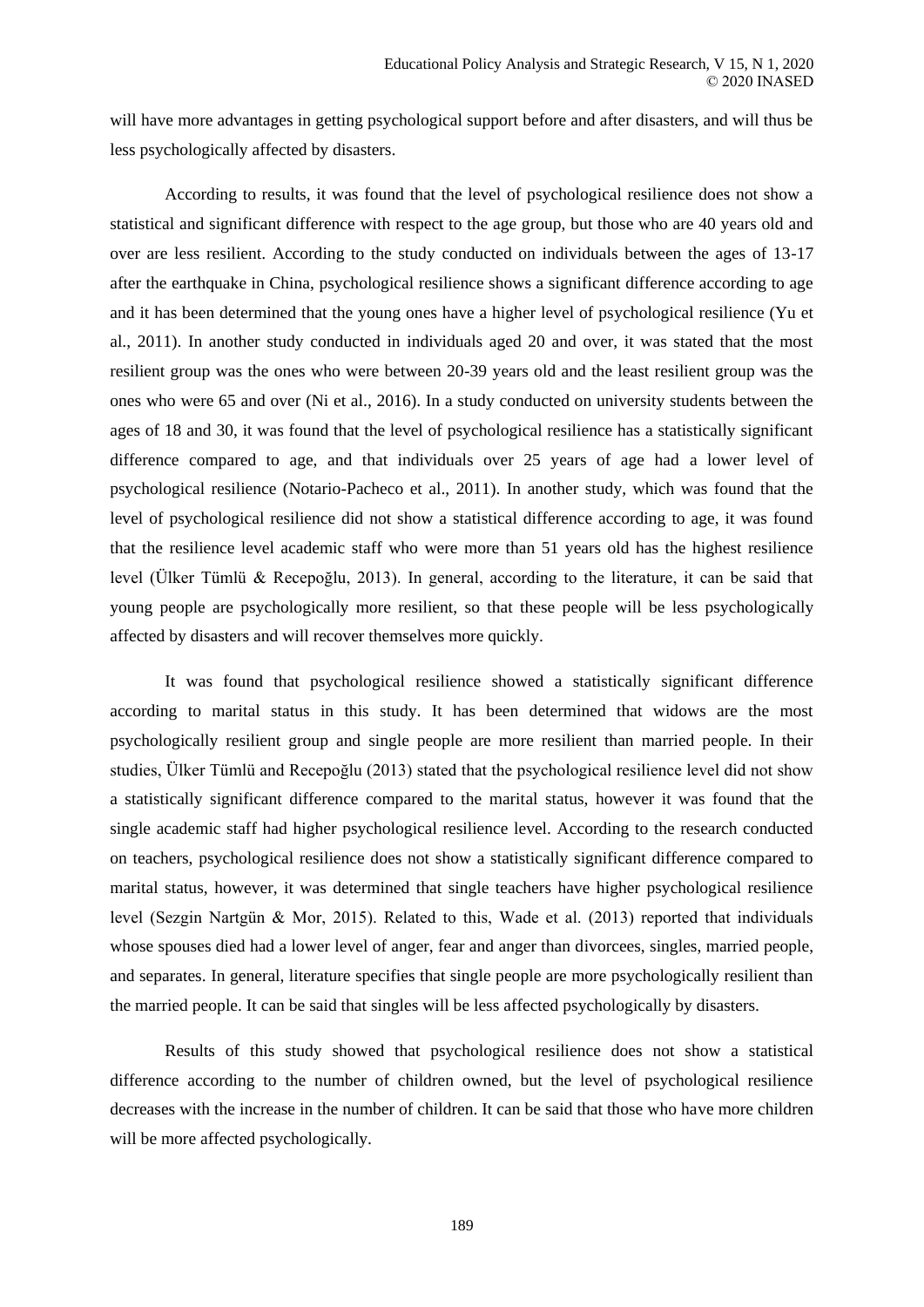will have more advantages in getting psychological support before and after disasters, and will thus be less psychologically affected by disasters.

According to results, it was found that the level of psychological resilience does not show a statistical and significant difference with respect to the age group, but those who are 40 years old and over are less resilient. According to the study conducted on individuals between the ages of 13-17 after the earthquake in China, psychological resilience shows a significant difference according to age and it has been determined that the young ones have a higher level of psychological resilience (Yu et al., 2011). In another study conducted in individuals aged 20 and over, it was stated that the most resilient group was the ones who were between 20-39 years old and the least resilient group was the ones who were 65 and over (Ni et al., 2016). In a study conducted on university students between the ages of 18 and 30, it was found that the level of psychological resilience has a statistically significant difference compared to age, and that individuals over 25 years of age had a lower level of psychological resilience (Notario-Pacheco et al., 2011). In another study, which was found that the level of psychological resilience did not show a statistical difference according to age, it was found that the resilience level academic staff who were more than 51 years old has the highest resilience level (Ülker Tümlü & Recepoğlu, 2013). In general, according to the literature, it can be said that young people are psychologically more resilient, so that these people will be less psychologically affected by disasters and will recover themselves more quickly.

It was found that psychological resilience showed a statistically significant difference according to marital status in this study. It has been determined that widows are the most psychologically resilient group and single people are more resilient than married people. In their studies, Ülker Tümlü and Recepoğlu (2013) stated that the psychological resilience level did not show a statistically significant difference compared to the marital status, however it was found that the single academic staff had higher psychological resilience level. According to the research conducted on teachers, psychological resilience does not show a statistically significant difference compared to marital status, however, it was determined that single teachers have higher psychological resilience level (Sezgin Nartgün & Mor, 2015). Related to this, Wade et al. (2013) reported that individuals whose spouses died had a lower level of anger, fear and anger than divorcees, singles, married people, and separates. In general, literature specifies that single people are more psychologically resilient than the married people. It can be said that singles will be less affected psychologically by disasters.

Results of this study showed that psychological resilience does not show a statistical difference according to the number of children owned, but the level of psychological resilience decreases with the increase in the number of children. It can be said that those who have more children will be more affected psychologically.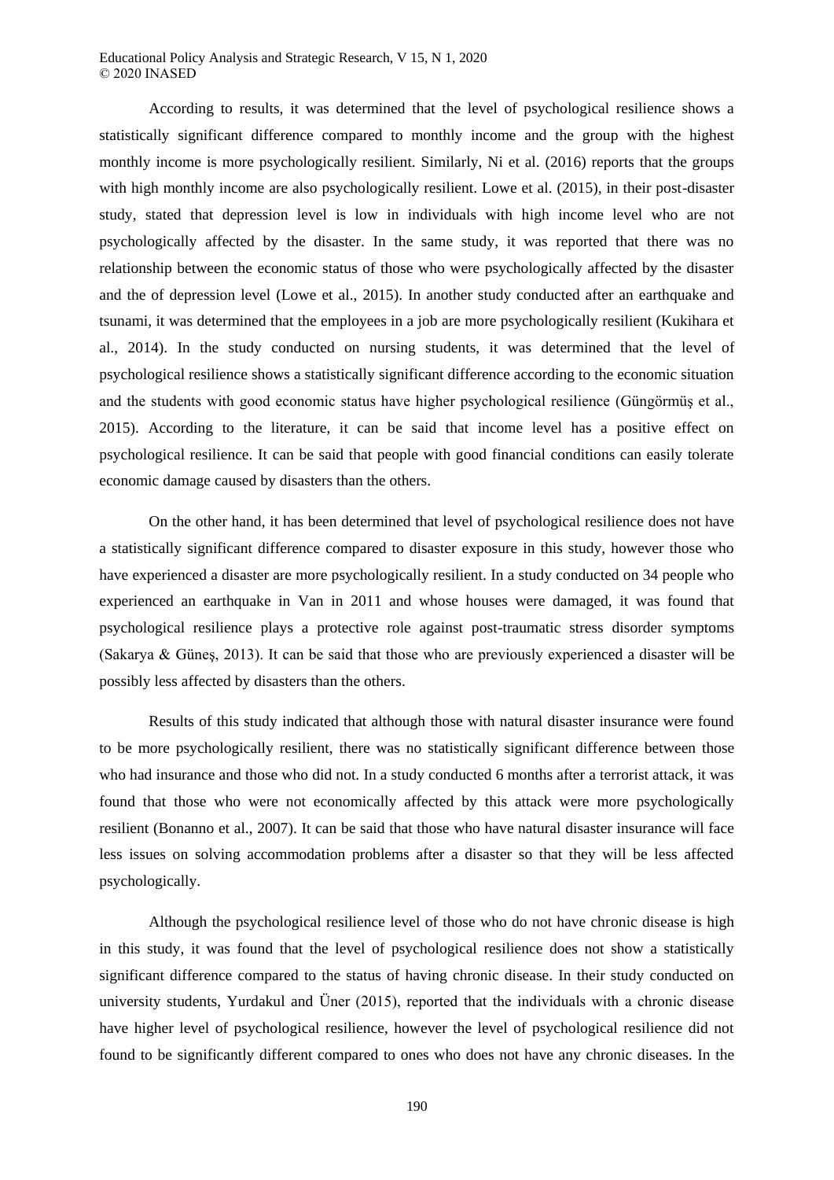According to results, it was determined that the level of psychological resilience shows a statistically significant difference compared to monthly income and the group with the highest monthly income is more psychologically resilient. Similarly, Ni et al. (2016) reports that the groups with high monthly income are also psychologically resilient. Lowe et al. (2015), in their post-disaster study, stated that depression level is low in individuals with high income level who are not psychologically affected by the disaster. In the same study, it was reported that there was no relationship between the economic status of those who were psychologically affected by the disaster and the of depression level (Lowe et al., 2015). In another study conducted after an earthquake and tsunami, it was determined that the employees in a job are more psychologically resilient (Kukihara et al., 2014). In the study conducted on nursing students, it was determined that the level of psychological resilience shows a statistically significant difference according to the economic situation and the students with good economic status have higher psychological resilience (Güngörmüş et al., 2015). According to the literature, it can be said that income level has a positive effect on psychological resilience. It can be said that people with good financial conditions can easily tolerate economic damage caused by disasters than the others.

On the other hand, it has been determined that level of psychological resilience does not have a statistically significant difference compared to disaster exposure in this study, however those who have experienced a disaster are more psychologically resilient. In a study conducted on 34 people who experienced an earthquake in Van in 2011 and whose houses were damaged, it was found that psychological resilience plays a protective role against post-traumatic stress disorder symptoms (Sakarya & Güneş, 2013). It can be said that those who are previously experienced a disaster will be possibly less affected by disasters than the others.

Results of this study indicated that although those with natural disaster insurance were found to be more psychologically resilient, there was no statistically significant difference between those who had insurance and those who did not. In a study conducted 6 months after a terrorist attack, it was found that those who were not economically affected by this attack were more psychologically resilient (Bonanno et al., 2007). It can be said that those who have natural disaster insurance will face less issues on solving accommodation problems after a disaster so that they will be less affected psychologically.

Although the psychological resilience level of those who do not have chronic disease is high in this study, it was found that the level of psychological resilience does not show a statistically significant difference compared to the status of having chronic disease. In their study conducted on university students, Yurdakul and Üner (2015), reported that the individuals with a chronic disease have higher level of psychological resilience, however the level of psychological resilience did not found to be significantly different compared to ones who does not have any chronic diseases. In the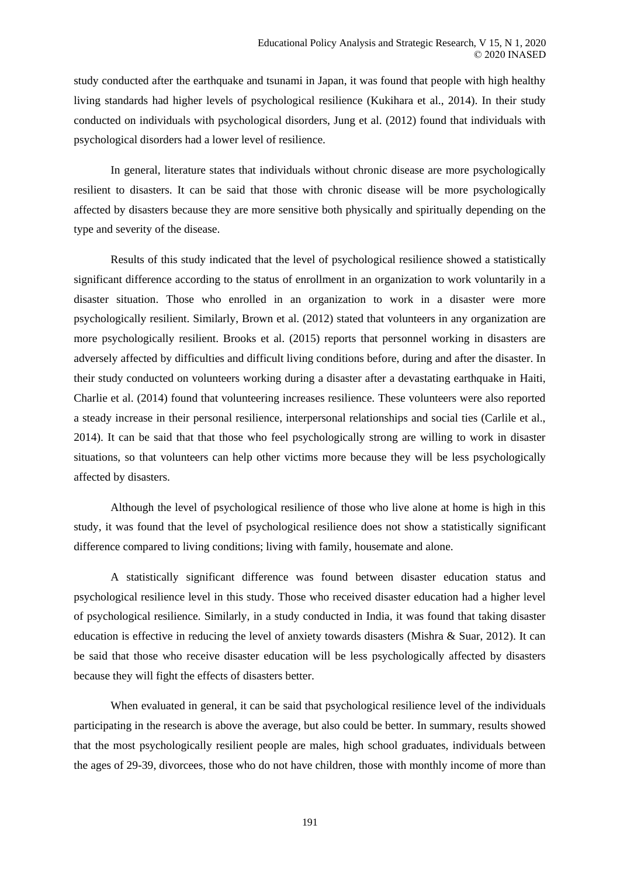study conducted after the earthquake and tsunami in Japan, it was found that people with high healthy living standards had higher levels of psychological resilience (Kukihara et al., 2014). In their study conducted on individuals with psychological disorders, Jung et al. (2012) found that individuals with psychological disorders had a lower level of resilience.

In general, literature states that individuals without chronic disease are more psychologically resilient to disasters. It can be said that those with chronic disease will be more psychologically affected by disasters because they are more sensitive both physically and spiritually depending on the type and severity of the disease.

Results of this study indicated that the level of psychological resilience showed a statistically significant difference according to the status of enrollment in an organization to work voluntarily in a disaster situation. Those who enrolled in an organization to work in a disaster were more psychologically resilient. Similarly, Brown et al. (2012) stated that volunteers in any organization are more psychologically resilient. Brooks et al. (2015) reports that personnel working in disasters are adversely affected by difficulties and difficult living conditions before, during and after the disaster. In their study conducted on volunteers working during a disaster after a devastating earthquake in Haiti, Charlie et al. (2014) found that volunteering increases resilience. These volunteers were also reported a steady increase in their personal resilience, interpersonal relationships and social ties (Carlile et al., 2014). It can be said that that those who feel psychologically strong are willing to work in disaster situations, so that volunteers can help other victims more because they will be less psychologically affected by disasters.

Although the level of psychological resilience of those who live alone at home is high in this study, it was found that the level of psychological resilience does not show a statistically significant difference compared to living conditions; living with family, housemate and alone.

A statistically significant difference was found between disaster education status and psychological resilience level in this study. Those who received disaster education had a higher level of psychological resilience. Similarly, in a study conducted in India, it was found that taking disaster education is effective in reducing the level of anxiety towards disasters (Mishra & Suar, 2012). It can be said that those who receive disaster education will be less psychologically affected by disasters because they will fight the effects of disasters better.

When evaluated in general, it can be said that psychological resilience level of the individuals participating in the research is above the average, but also could be better. In summary, results showed that the most psychologically resilient people are males, high school graduates, individuals between the ages of 29-39, divorcees, those who do not have children, those with monthly income of more than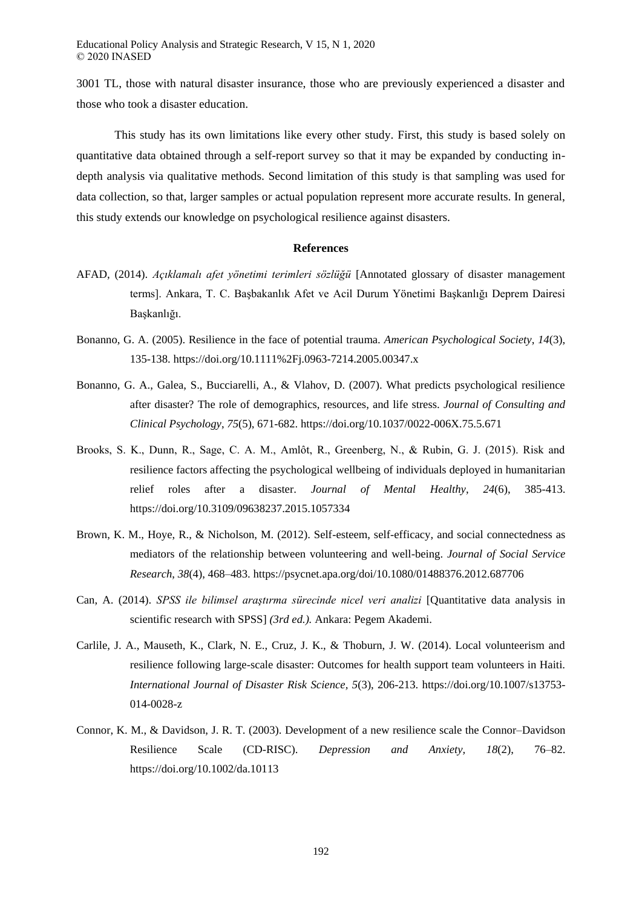3001 TL, those with natural disaster insurance, those who are previously experienced a disaster and those who took a disaster education.

This study has its own limitations like every other study. First, this study is based solely on quantitative data obtained through a self-report survey so that it may be expanded by conducting in-depth analysis via qualitative methods. Second limitation of this study is that sampling was used for data collection, so that, larger samples or actual population represent more accurate results. In general, this study extends our knowledge on psychological resilience against disasters.

## References

AFAD, (2014). *Açıklamalı afet yönetimi terimleri sözlüğü* [Annotated glossary of disaster management terms]. Ankara, T. C. Başbakanlık Afet ve Acil Durum Yönetimi Başkanlığı Deprem Dairesi Başkanlığı.

Bonanno, G. A. (2005). Resilience in the face of potential trauma. *American Psychological Society*, *14*(3), 135-138. https://doi.org/10.1111%2Fj.0963-7214.2005.00347.x

Bonanno, G. A., Galea, S., Bucciarelli, A., & Vlahov, D. (2007). What predicts psychological resilience after disaster? The role of demographics, resources, and life stress. *Journal of Consulting and Clinical Psychology*, *75*(5), 671-682. https://doi.org/10.1037/0022-006X.75.5.671

Brooks, S. K., Dunn, R., Sage, C. A. M., Amlôt, R., Greenberg, N., & Rubin, G. J. (2015). Risk and resilience factors affecting the psychological wellbeing of individuals deployed in humanitarian relief roles after a disaster. *Journal of Mental Healthy*, *24*(6), 385-413. https://doi.org/10.3109/09638237.2015.1057334

Brown, K. M., Hoye, R., & Nicholson, M. (2012). Self-esteem, self-efficacy, and social connectedness as mediators of the relationship between volunteering and well-being. *Journal of Social Service Research*, *38*(4), 468–483. https://psycnet.apa.org/doi/10.1080/01488376.2012.687706

Can, A. (2014). *SPSS ile bilimsel araştırma sürecinde nicel veri analizi* [Quantitative data analysis in scientific research with SPSS] *(3rd ed.).* Ankara: Pegem Akademi.

Carlile, J. A., Mauseth, K., Clark, N. E., Cruz, J. K., & Thoburn, J. W. (2014). Local volunteerism and resilience following large-scale disaster: Outcomes for health support team volunteers in Haiti. *International Journal of Disaster Risk Science*, *5*(3), 206-213. https://doi.org/10.1007/s13753-014-0028-z

Connor, K. M., & Davidson, J. R. T. (2003). Development of a new resilience scale the Connor–Davidson Resilience Scale (CD-RISC). *Depression and Anxiety*, *18*(2), 76–82. https://doi.org/10.1002/da.10113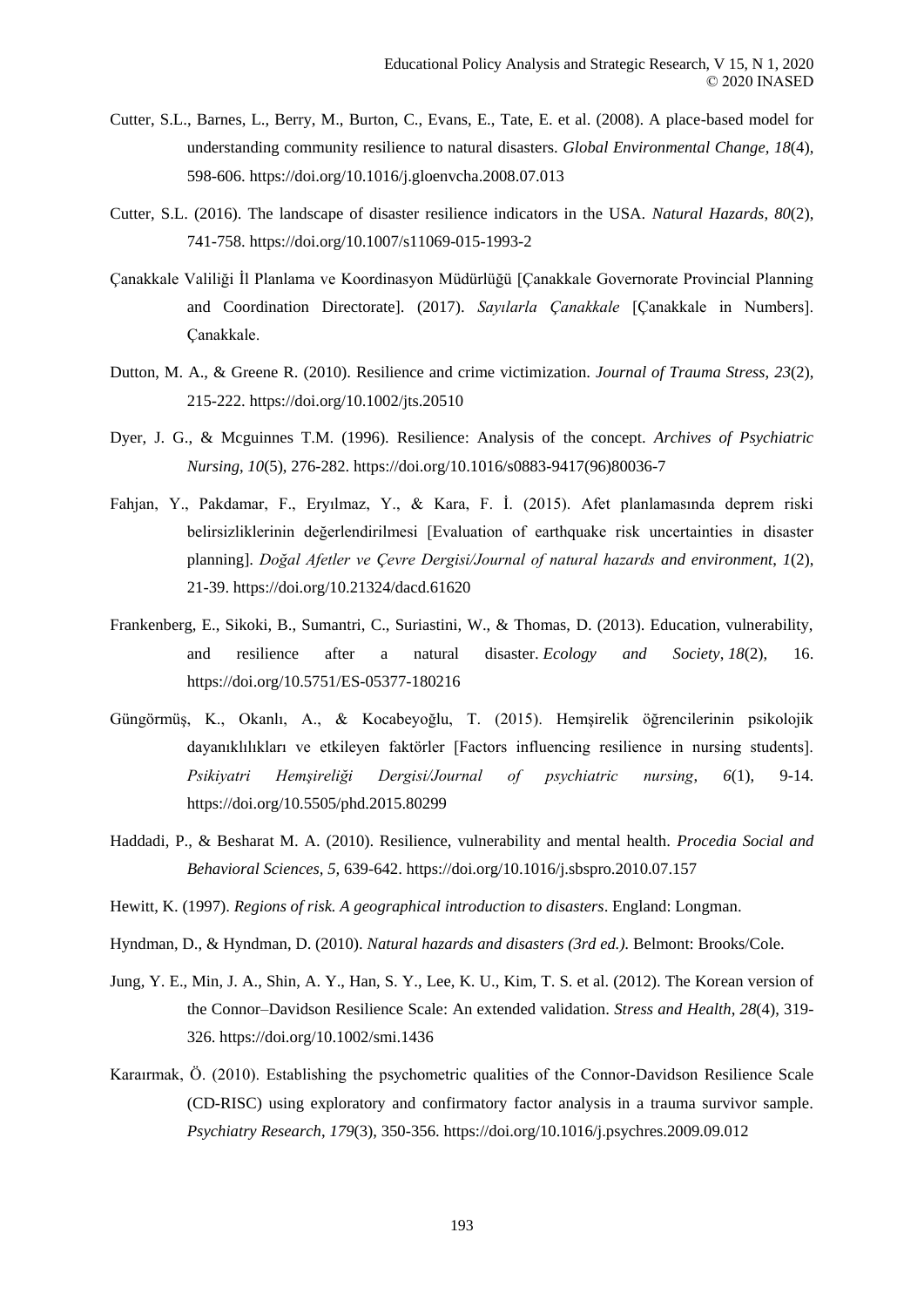Cutter, S.L., Barnes, L., Berry, M., Burton, C., Evans, E., Tate, E. et al. (2008). A place-based model for understanding community resilience to natural disasters. *Global Environmental Change, 18*(4), 598-606. https://doi.org/10.1016/j.gloenvcha.2008.07.013

Cutter, S.L. (2016). The landscape of disaster resilience indicators in the USA. *Natural Hazards*, *80*(2), 741-758. https://doi.org/10.1007/s11069-015-1993-2

Çanakkale Valiliği İl Planlama ve Koordinasyon Müdürlüğü [Çanakkale Governorate Provincial Planning and Coordination Directorate]. (2017). *Sayılarla Çanakkale* [Çanakkale in Numbers]. Çanakkale.

Dutton, M. A., & Greene R. (2010). Resilience and crime victimization. *Journal of Trauma Stress*, *23*(2), 215-222. https://doi.org/10.1002/jts.20510

Dyer, J. G., & Mcguinnes T.M. (1996). Resilience: Analysis of the concept. *Archives of Psychiatric Nursing*, *10*(5), 276-282. https://doi.org/10.1016/s0883-9417(96)80036-7

Fahjan, Y., Pakdamar, F., Eryılmaz, Y., & Kara, F. İ. (2015). Afet planlamasında deprem riski belirsizliklerinin değerlendirilmesi [Evaluation of earthquake risk uncertainties in disaster planning]. *Doğal Afetler ve Çevre Dergisi/Journal of natural hazards and environment*, *1*(2), 21-39. https://doi.org/10.21324/dacd.61620

Frankenberg, E., Sikoki, B., Sumantri, C., Suriastini, W., & Thomas, D. (2013). Education, vulnerability, and resilience after a natural disaster. *Ecology and Society*, *18*(2), 16. https://doi.org/10.5751/ES-05377-180216

Güngörmüş, K., Okanlı, A., & Kocabeyoğlu, T. (2015). Hemşirelik öğrencilerinin psikolojik dayanıklılıkları ve etkileyen faktörler [Factors influencing resilience in nursing students]. *Psikiyatri Hemşireliği Dergisi/Journal of psychiatric nursing*, *6*(1), 9-14. https://doi.org/10.5505/phd.2015.80299

Haddadi, P., & Besharat M. A. (2010). Resilience, vulnerability and mental health. *Procedia Social and Behavioral Sciences, 5*, 639-642. https://doi.org/10.1016/j.sbspro.2010.07.157

Hewitt, K. (1997). *Regions of risk. A geographical introduction to disasters*. England: Longman.

Hyndman, D., & Hyndman, D. (2010). *Natural hazards and disasters (3rd ed.).* Belmont: Brooks/Cole.

Jung, Y. E., Min, J. A., Shin, A. Y., Han, S. Y., Lee, K. U., Kim, T. S. et al. (2012). The Korean version of the Connor–Davidson Resilience Scale: An extended validation. *Stress and Health*, *28*(4), 319-326. https://doi.org/10.1002/smi.1436

Karaırmak, Ö. (2010). Establishing the psychometric qualities of the Connor-Davidson Resilience Scale (CD-RISC) using exploratory and confirmatory factor analysis in a trauma survivor sample. *Psychiatry Research*, *179*(3), 350-356. https://doi.org/10.1016/j.psychres.2009.09.012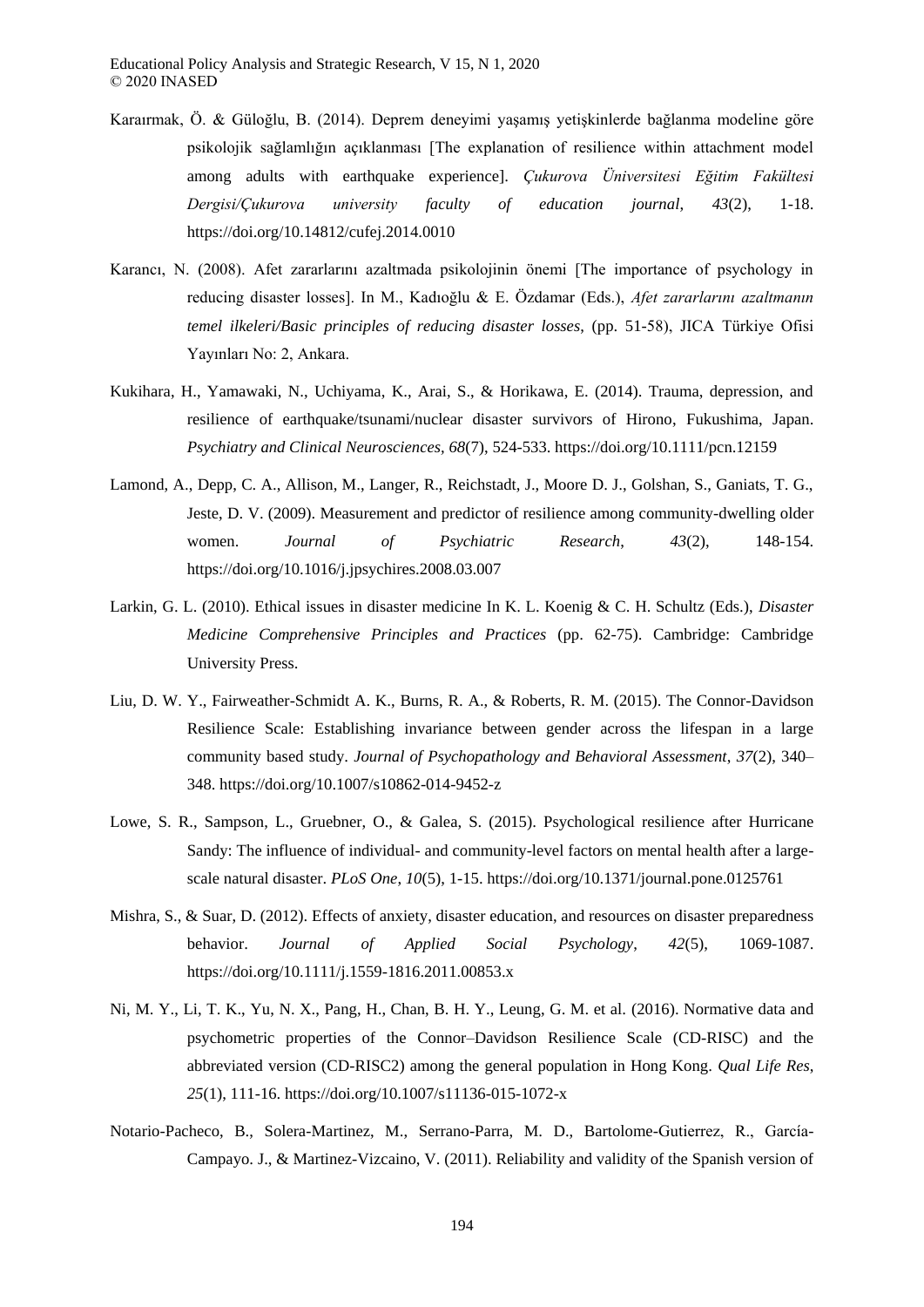Karaırmak, Ö. & Güloğlu, B. (2014). Deprem deneyimi yaşamış yetişkinlerde bağlanma modeline göre psikolojik sağlamlığın açıklanması [The explanation of resilience within attachment model among adults with earthquake experience]. *Çukurova Üniversitesi Eğitim Fakültesi Dergisi/Çukurova university faculty of education journal*, *43*(2), 1-18. https://doi.org/10.14812/cufej.2014.0010

Karancı, N. (2008). Afet zararlarını azaltmada psikolojinin önemi [The importance of psychology in reducing disaster losses]. In M., Kadıoğlu & E. Özdamar (Eds.), *Afet zararlarını azaltmanın temel ilkeleri/Basic principles of reducing disaster losses*, (pp. 51-58), JICA Türkiye Ofisi Yayınları No: 2, Ankara.

Kukihara, H., Yamawaki, N., Uchiyama, K., Arai, S., & Horikawa, E. (2014). Trauma, depression, and resilience of earthquake/tsunami/nuclear disaster survivors of Hirono, Fukushima, Japan. *Psychiatry and Clinical Neurosciences, 68*(7), 524-533. https://doi.org/10.1111/pcn.12159

Lamond, A., Depp, C. A., Allison, M., Langer, R., Reichstadt, J., Moore D. J., Golshan, S., Ganiats, T. G., Jeste, D. V. (2009). Measurement and predictor of resilience among community-dwelling older women. *Journal of Psychiatric Research, 43*(2), 148-154. https://doi.org/10.1016/j.jpsychires.2008.03.007

Larkin, G. L. (2010). Ethical issues in disaster medicine In K. L. Koenig & C. H. Schultz (Eds.), *Disaster Medicine Comprehensive Principles and Practices* (pp. 62-75). Cambridge: Cambridge University Press.

Liu, D. W. Y., Fairweather-Schmidt A. K., Burns, R. A., & Roberts, R. M. (2015). The Connor-Davidson Resilience Scale: Establishing invariance between gender across the lifespan in a large community based study. *Journal of Psychopathology and Behavioral Assessment*, *37*(2), 340–348. https://doi.org/10.1007/s10862-014-9452-z

Lowe, S. R., Sampson, L., Gruebner, O., & Galea, S. (2015). Psychological resilience after Hurricane Sandy: The influence of individual- and community-level factors on mental health after a large-scale natural disaster. *PLoS One*, *10*(5), 1-15. https://doi.org/10.1371/journal.pone.0125761

Mishra, S., & Suar, D. (2012). Effects of anxiety, disaster education, and resources on disaster preparedness behavior. *Journal of Applied Social Psychology*, *42*(5), 1069-1087. https://doi.org/10.1111/j.1559-1816.2011.00853.x

Ni, M. Y., Li, T. K., Yu, N. X., Pang, H., Chan, B. H. Y., Leung, G. M. et al. (2016). Normative data and psychometric properties of the Connor–Davidson Resilience Scale (CD-RISC) and the abbreviated version (CD-RISC2) among the general population in Hong Kong. *Qual Life Res*, *25*(1), 111-16. https://doi.org/10.1007/s11136-015-1072-x

Notario-Pacheco, B., Solera-Martinez, M., Serrano-Parra, M. D., Bartolome-Gutierrez, R., García-Campayo. J., & Martinez-Vizcaino, V. (2011). Reliability and validity of the Spanish version of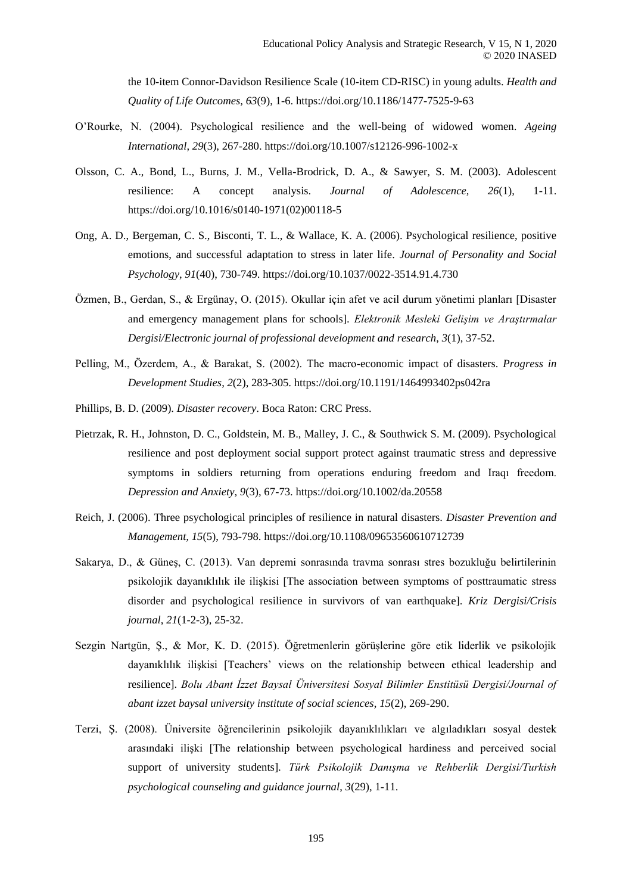the 10-item Connor-Davidson Resilience Scale (10-item CD-RISC) in young adults. *Health and Quality of Life Outcomes, 63*(9), 1-6. https://doi.org/10.1186/1477-7525-9-63

O'Rourke, N. (2004). Psychological resilience and the well-being of widowed women. *Ageing International, 29*(3), 267-280. https://doi.org/10.1007/s12126-996-1002-x

Olsson, C. A., Bond, L., Burns, J. M., Vella-Brodrick, D. A., & Sawyer, S. M. (2003). Adolescent resilience: A concept analysis. *Journal of Adolescence*, *26*(1), 1-11. https://doi.org/10.1016/s0140-1971(02)00118-5

Ong, A. D., Bergeman, C. S., Bisconti, T. L., & Wallace, K. A. (2006). Psychological resilience, positive emotions, and successful adaptation to stress in later life. *Journal of Personality and Social Psychology*, *91*(40), 730-749. https://doi.org/10.1037/0022-3514.91.4.730

Özmen, B., Gerdan, S., & Ergünay, O. (2015). Okullar için afet ve acil durum yönetimi planları [Disaster and emergency management plans for schools]. *Elektronik Mesleki Gelişim ve Araştırmalar Dergisi/Electronic journal of professional development and research*, *3*(1), 37-52.

Pelling, M., Özerdem, A., & Barakat, S. (2002). The macro-economic impact of disasters. *Progress in Development Studies*, *2*(2), 283-305. https://doi.org/10.1191/1464993402ps042ra

Phillips, B. D. (2009). *Disaster recovery*. Boca Raton: CRC Press.

Pietrzak, R. H., Johnston, D. C., Goldstein, M. B., Malley, J. C., & Southwick S. M. (2009). Psychological resilience and post deployment social support protect against traumatic stress and depressive symptoms in soldiers returning from operations enduring freedom and Iraqı freedom. *Depression and Anxiety*, *9*(3), 67-73. https://doi.org/10.1002/da.20558

Reich, J. (2006). Three psychological principles of resilience in natural disasters. *Disaster Prevention and Management, 15*(5), 793-798. https://doi.org/10.1108/09653560610712739

Sakarya, D., & Güneş, C. (2013). Van depremi sonrasında travma sonrası stres bozukluğu belirtilerinin psikolojik dayanıklılık ile ilişkisi [The association between symptoms of posttraumatic stress disorder and psychological resilience in survivors of van earthquake]. *Kriz Dergisi/Crisis journal*, *21*(1-2-3), 25-32.

Sezgin Nartgün, Ş., & Mor, K. D. (2015). Öğretmenlerin görüşlerine göre etik liderlik ve psikolojik dayanıklılık ilişkisi [Teachers' views on the relationship between ethical leadership and resilience]. *Bolu Abant İzzet Baysal Üniversitesi Sosyal Bilimler Enstitüsü Dergisi/Journal of abant izzet baysal university institute of social sciences*, *15*(2), 269-290.

Terzi, Ş. (2008). Üniversite öğrencilerinin psikolojik dayanıklılıkları ve algıladıkları sosyal destek arasındaki ilişki [The relationship between psychological hardiness and perceived social support of university students]. *Türk Psikolojik Danışma ve Rehberlik Dergisi/Turkish psychological counseling and guidance journal*, *3*(29), 1-11.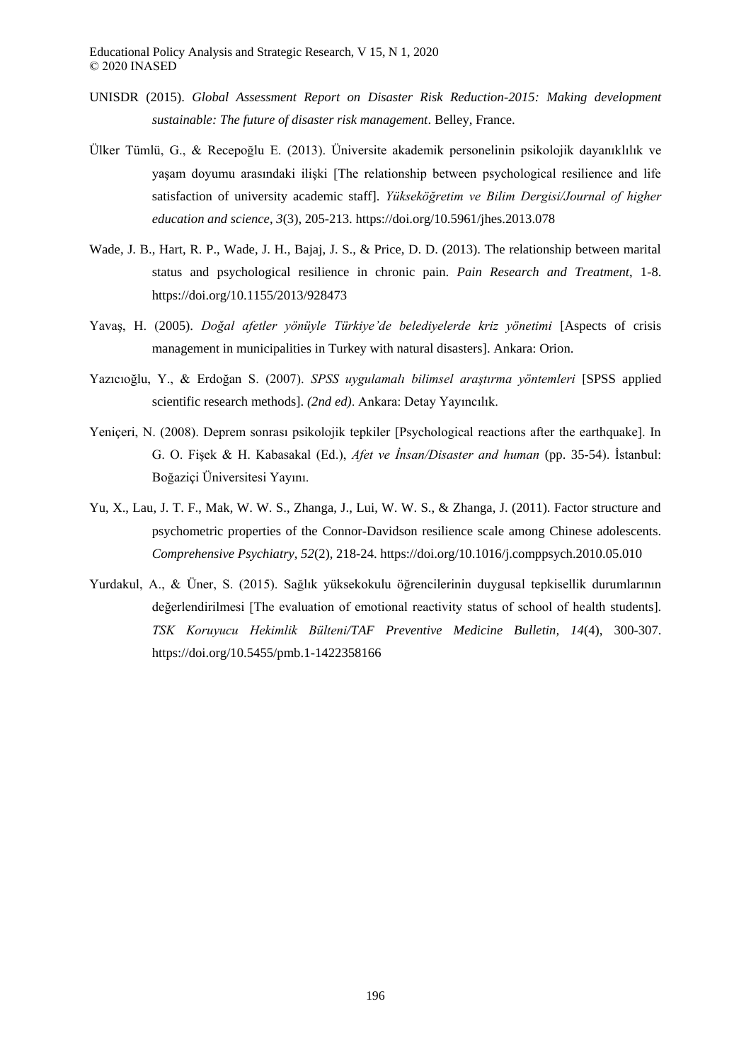UNISDR (2015). *Global Assessment Report on Disaster Risk Reduction-2015: Making development sustainable: The future of disaster risk management*. Belley, France.

Ülker Tümlü, G., & Recepoğlu E. (2013). Üniversite akademik personelinin psikolojik dayanıklılık ve yaşam doyumu arasındaki ilişki [The relationship between psychological resilience and life satisfaction of university academic staff]. *Yükseköğretim ve Bilim Dergisi/Journal of higher education and science*, *3*(3), 205-213. https://doi.org/10.5961/jhes.2013.078

Wade, J. B., Hart, R. P., Wade, J. H., Bajaj, J. S., & Price, D. D. (2013). The relationship between marital status and psychological resilience in chronic pain. *Pain Research and Treatment*, 1-8. https://doi.org/10.1155/2013/928473

Yavaş, H. (2005). *Doğal afetler yönüyle Türkiye'de belediyelerde kriz yönetimi* [Aspects of crisis management in municipalities in Turkey with natural disasters]. Ankara: Orion.

Yazıcıoğlu, Y., & Erdoğan S. (2007). *SPSS uygulamalı bilimsel araştırma yöntemleri* [SPSS applied scientific research methods]. *(2nd ed)*. Ankara: Detay Yayıncılık.

Yeniçeri, N. (2008). Deprem sonrası psikolojik tepkiler [Psychological reactions after the earthquake]. In G. O. Fişek & H. Kabasakal (Ed.), *Afet ve İnsan/Disaster and human* (pp. 35-54). İstanbul: Boğaziçi Üniversitesi Yayını.

Yu, X., Lau, J. T. F., Mak, W. W. S., Zhanga, J., Lui, W. W. S., & Zhanga, J. (2011). Factor structure and psychometric properties of the Connor-Davidson resilience scale among Chinese adolescents. *Comprehensive Psychiatry*, *52*(2), 218-24. https://doi.org/10.1016/j.comppsych.2010.05.010

Yurdakul, A., & Üner, S. (2015). Sağlık yüksekokulu öğrencilerinin duygusal tepkisellik durumlarının değerlendirilmesi [The evaluation of emotional reactivity status of school of health students]. *TSK Koruyucu Hekimlik Bülteni/TAF Preventive Medicine Bulletin*, *14*(4), 300-307. https://doi.org/10.5455/pmb.1-1422358166